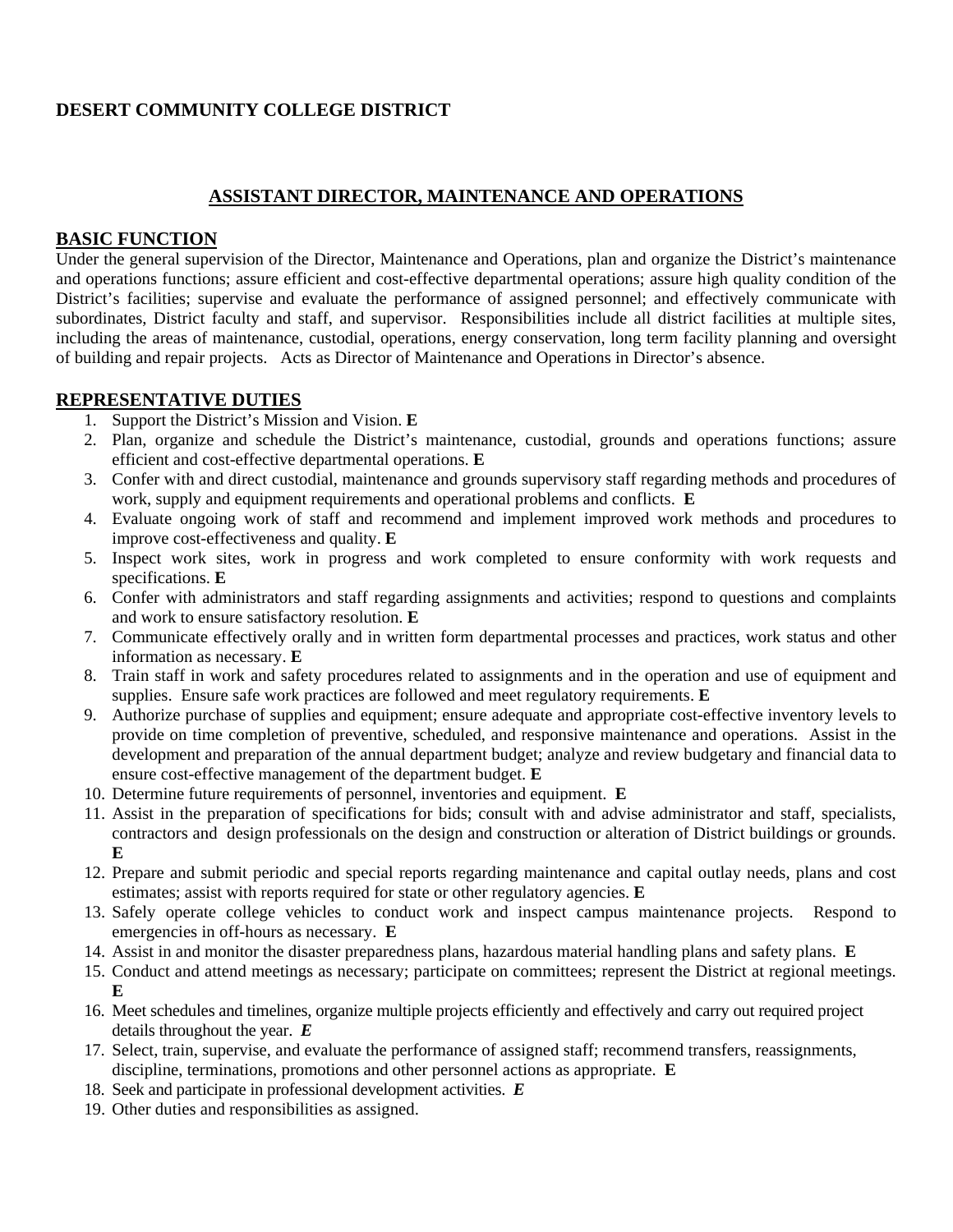**DESERT COMMUNITY COLLEGE DISTRICT**

## ASSISTANT DIRECTOR, MAINTENANCE AND OPERATIONS

### BASIC FUNCTION

Under the general supervision of the Director, Maintenance and Operations, plan and organize the District's maintenance and operations functions; assure efficient and cost-effective departmental operations; assure high quality condition of the District's facilities; supervise and evaluate the performance of assigned personnel; and effectively communicate with subordinates, District faculty and staff, and supervisor. Responsibilities include all district facilities at multiple sites, including the areas of maintenance, custodial, operations, energy conservation, long term facility planning and oversight of building and repair projects. Acts as Director of Maintenance and Operations in Director's absence.

### REPRESENTATIVE DUTIES

1. Support the District's Mission and Vision. **E**
2. Plan, organize and schedule the District's maintenance, custodial, grounds and operations functions; assure efficient and cost-effective departmental operations. **E**
3. Confer with and direct custodial, maintenance and grounds supervisory staff regarding methods and procedures of work, supply and equipment requirements and operational problems and conflicts. **E**
4. Evaluate ongoing work of staff and recommend and implement improved work methods and procedures to improve cost-effectiveness and quality. **E**
5. Inspect work sites, work in progress and work completed to ensure conformity with work requests and specifications. **E**
6. Confer with administrators and staff regarding assignments and activities; respond to questions and complaints and work to ensure satisfactory resolution. **E**
7. Communicate effectively orally and in written form departmental processes and practices, work status and other information as necessary. **E**
8. Train staff in work and safety procedures related to assignments and in the operation and use of equipment and supplies. Ensure safe work practices are followed and meet regulatory requirements. **E**
9. Authorize purchase of supplies and equipment; ensure adequate and appropriate cost-effective inventory levels to provide on time completion of preventive, scheduled, and responsive maintenance and operations. Assist in the development and preparation of the annual department budget; analyze and review budgetary and financial data to ensure cost-effective management of the department budget. **E**
10. Determine future requirements of personnel, inventories and equipment. **E**
11. Assist in the preparation of specifications for bids; consult with and advise administrator and staff, specialists, contractors and design professionals on the design and construction or alteration of District buildings or grounds. **E**
12. Prepare and submit periodic and special reports regarding maintenance and capital outlay needs, plans and cost estimates; assist with reports required for state or other regulatory agencies. **E**
13. Safely operate college vehicles to conduct work and inspect campus maintenance projects. Respond to emergencies in off-hours as necessary. **E**
14. Assist in and monitor the disaster preparedness plans, hazardous material handling plans and safety plans. **E**
15. Conduct and attend meetings as necessary; participate on committees; represent the District at regional meetings. **E**
16. Meet schedules and timelines, organize multiple projects efficiently and effectively and carry out required project details throughout the year. ***E***
17. Select, train, supervise, and evaluate the performance of assigned staff; recommend transfers, reassignments, discipline, terminations, promotions and other personnel actions as appropriate. **E**
18. Seek and participate in professional development activities. ***E***
19. Other duties and responsibilities as assigned.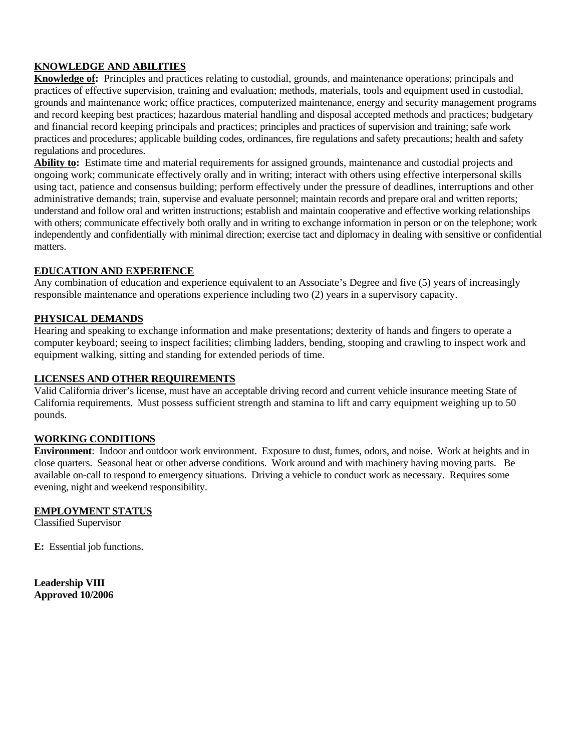## KNOWLEDGE AND ABILITIES

**Knowledge of:** Principles and practices relating to custodial, grounds, and maintenance operations; principals and practices of effective supervision, training and evaluation; methods, materials, tools and equipment used in custodial, grounds and maintenance work; office practices, computerized maintenance, energy and security management programs and record keeping best practices; hazardous material handling and disposal accepted methods and practices; budgetary and financial record keeping principals and practices; principles and practices of supervision and training; safe work practices and procedures; applicable building codes, ordinances, fire regulations and safety precautions; health and safety regulations and procedures.

**Ability to:** Estimate time and material requirements for assigned grounds, maintenance and custodial projects and ongoing work; communicate effectively orally and in writing; interact with others using effective interpersonal skills using tact, patience and consensus building; perform effectively under the pressure of deadlines, interruptions and other administrative demands; train, supervise and evaluate personnel; maintain records and prepare oral and written reports; understand and follow oral and written instructions; establish and maintain cooperative and effective working relationships with others; communicate effectively both orally and in writing to exchange information in person or on the telephone; work independently and confidentially with minimal direction; exercise tact and diplomacy in dealing with sensitive or confidential matters.

## EDUCATION AND EXPERIENCE

Any combination of education and experience equivalent to an Associate's Degree and five (5) years of increasingly responsible maintenance and operations experience including two (2) years in a supervisory capacity.

## PHYSICAL DEMANDS

Hearing and speaking to exchange information and make presentations; dexterity of hands and fingers to operate a computer keyboard; seeing to inspect facilities; climbing ladders, bending, stooping and crawling to inspect work and equipment walking, sitting and standing for extended periods of time.

## LICENSES AND OTHER REQUIREMENTS

Valid California driver's license, must have an acceptable driving record and current vehicle insurance meeting State of California requirements. Must possess sufficient strength and stamina to lift and carry equipment weighing up to 50 pounds.

## WORKING CONDITIONS

**Environment**: Indoor and outdoor work environment. Exposure to dust, fumes, odors, and noise. Work at heights and in close quarters. Seasonal heat or other adverse conditions. Work around and with machinery having moving parts. Be available on-call to respond to emergency situations. Driving a vehicle to conduct work as necessary. Requires some evening, night and weekend responsibility.

## EMPLOYMENT STATUS

Classified Supervisor

**E:** Essential job functions.

**Leadership VIII**
**Approved 10/2006**